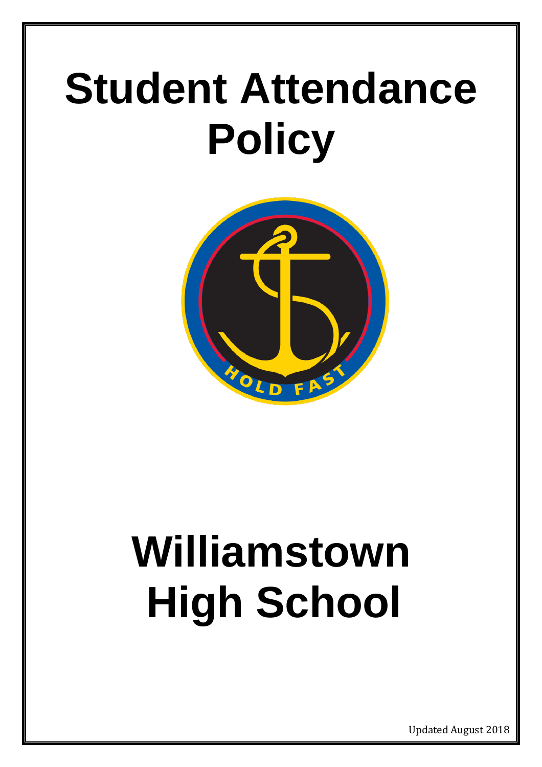# Student Attendance Policy

HOLD FAST

# Williamstown High School

Updated August 2018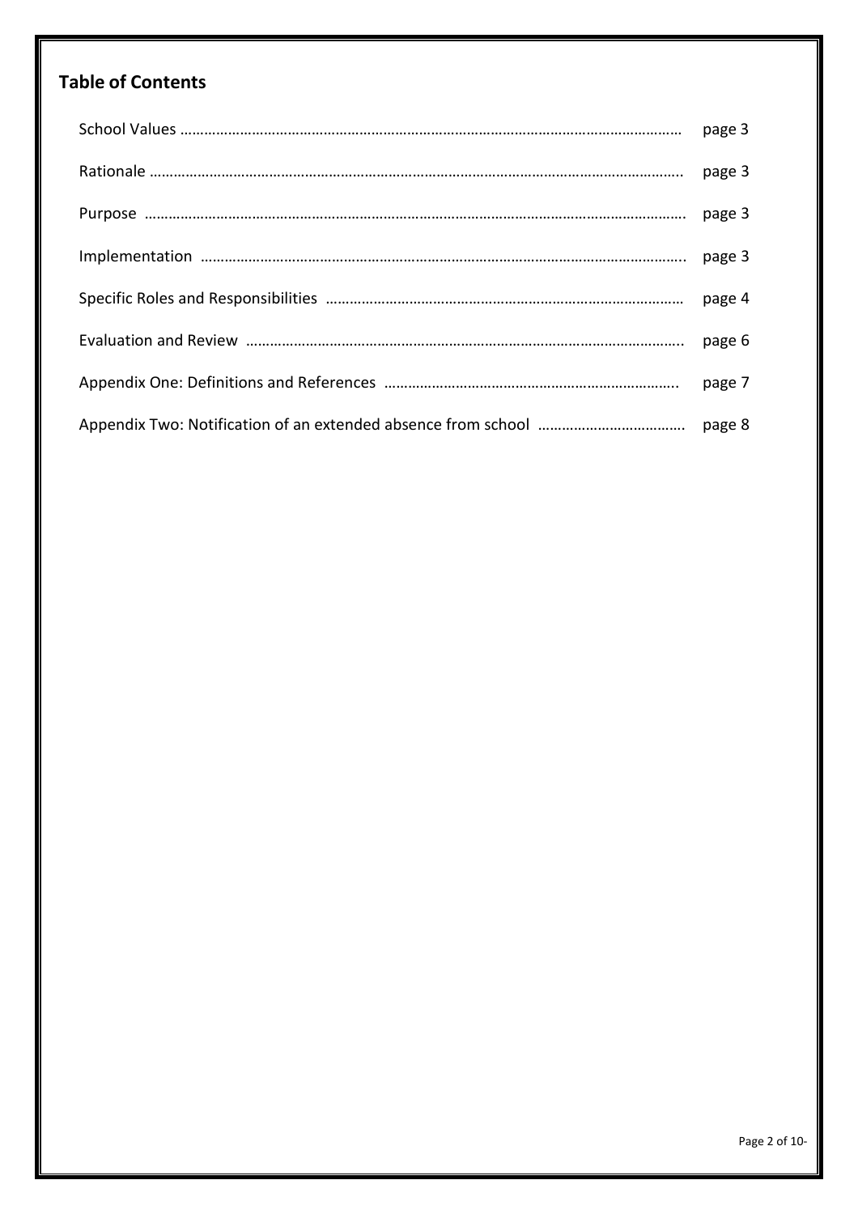## Table of Contents

| | |
|---|---|
| School Values | page 3 |
| Rationale | page 3 |
| Purpose | page 3 |
| Implementation | page 3 |
| Specific Roles and Responsibilities | page 4 |
| Evaluation and Review | page 6 |
| Appendix One: Definitions and References | page 7 |
| Appendix Two: Notification of an extended absence from school | page 8 |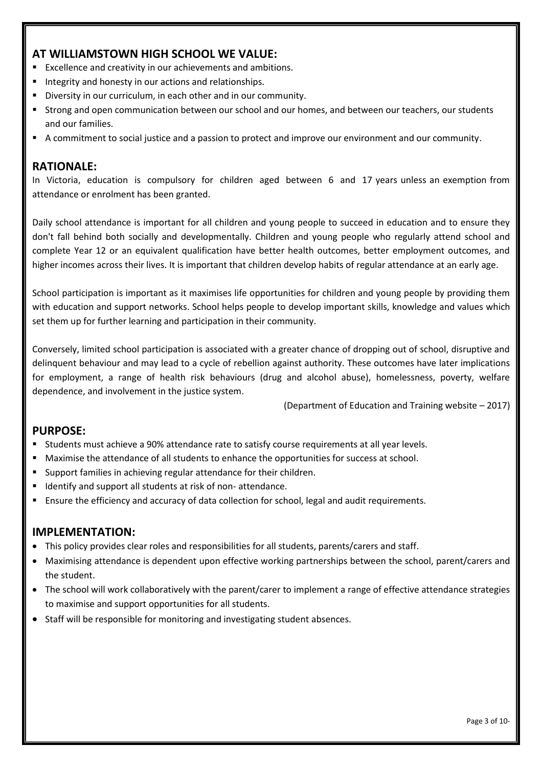## AT WILLIAMSTOWN HIGH SCHOOL WE VALUE:

- Excellence and creativity in our achievements and ambitions.
- Integrity and honesty in our actions and relationships.
- Diversity in our curriculum, in each other and in our community.
- Strong and open communication between our school and our homes, and between our teachers, our students and our families.
- A commitment to social justice and a passion to protect and improve our environment and our community.

## RATIONALE:

In Victoria, education is compulsory for children aged between 6 and 17 years unless an exemption from attendance or enrolment has been granted.

Daily school attendance is important for all children and young people to succeed in education and to ensure they don't fall behind both socially and developmentally. Children and young people who regularly attend school and complete Year 12 or an equivalent qualification have better health outcomes, better employment outcomes, and higher incomes across their lives. It is important that children develop habits of regular attendance at an early age.

School participation is important as it maximises life opportunities for children and young people by providing them with education and support networks. School helps people to develop important skills, knowledge and values which set them up for further learning and participation in their community.

Conversely, limited school participation is associated with a greater chance of dropping out of school, disruptive and delinquent behaviour and may lead to a cycle of rebellion against authority. These outcomes have later implications for employment, a range of health risk behaviours (drug and alcohol abuse), homelessness, poverty, welfare dependence, and involvement in the justice system.

(Department of Education and Training website – 2017)

## PURPOSE:

- Students must achieve a 90% attendance rate to satisfy course requirements at all year levels.
- Maximise the attendance of all students to enhance the opportunities for success at school.
- Support families in achieving regular attendance for their children.
- Identify and support all students at risk of non- attendance.
- Ensure the efficiency and accuracy of data collection for school, legal and audit requirements.

## IMPLEMENTATION:

- This policy provides clear roles and responsibilities for all students, parents/carers and staff.
- Maximising attendance is dependent upon effective working partnerships between the school, parent/carers and the student.
- The school will work collaboratively with the parent/carer to implement a range of effective attendance strategies to maximise and support opportunities for all students.
- Staff will be responsible for monitoring and investigating student absences.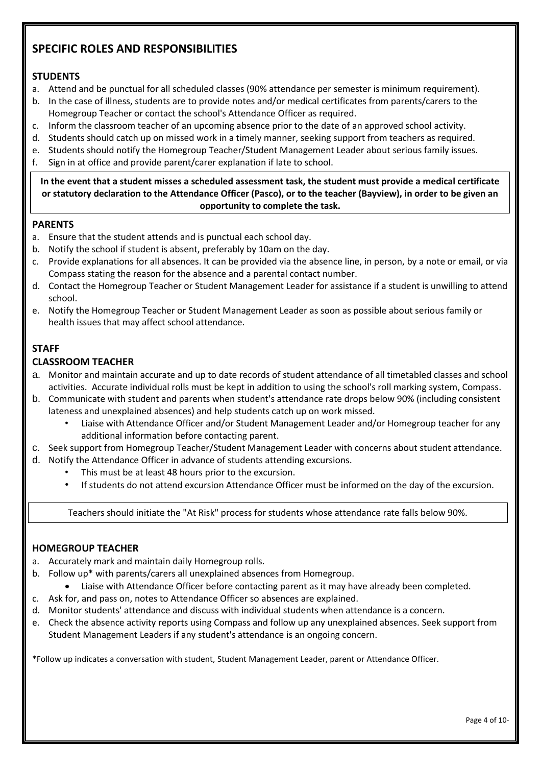## SPECIFIC ROLES AND RESPONSIBILITIES

### STUDENTS

a. Attend and be punctual for all scheduled classes (90% attendance per semester is minimum requirement).
b. In the case of illness, students are to provide notes and/or medical certificates from parents/carers to the Homegroup Teacher or contact the school's Attendance Officer as required.
c. Inform the classroom teacher of an upcoming absence prior to the date of an approved school activity.
d. Students should catch up on missed work in a timely manner, seeking support from teachers as required.
e. Students should notify the Homegroup Teacher/Student Management Leader about serious family issues.
f. Sign in at office and provide parent/carer explanation if late to school.

**In the event that a student misses a scheduled assessment task, the student must provide a medical certificate or statutory declaration to the Attendance Officer (Pasco), or to the teacher (Bayview), in order to be given an opportunity to complete the task.**

### PARENTS

a. Ensure that the student attends and is punctual each school day.
b. Notify the school if student is absent, preferably by 10am on the day.
c. Provide explanations for all absences. It can be provided via the absence line, in person, by a note or email, or via Compass stating the reason for the absence and a parental contact number.
d. Contact the Homegroup Teacher or Student Management Leader for assistance if a student is unwilling to attend school.
e. Notify the Homegroup Teacher or Student Management Leader as soon as possible about serious family or health issues that may affect school attendance.

### STAFF

### CLASSROOM TEACHER

a. Monitor and maintain accurate and up to date records of student attendance of all timetabled classes and school activities. Accurate individual rolls must be kept in addition to using the school's roll marking system, Compass.
b. Communicate with student and parents when student's attendance rate drops below 90% (including consistent lateness and unexplained absences) and help students catch up on work missed.
   - Liaise with Attendance Officer and/or Student Management Leader and/or Homegroup teacher for any additional information before contacting parent.
c. Seek support from Homegroup Teacher/Student Management Leader with concerns about student attendance.
d. Notify the Attendance Officer in advance of students attending excursions.
   - This must be at least 48 hours prior to the excursion.
   - If students do not attend excursion Attendance Officer must be informed on the day of the excursion.

Teachers should initiate the "At Risk" process for students whose attendance rate falls below 90%.

### HOMEGROUP TEACHER

a. Accurately mark and maintain daily Homegroup rolls.
b. Follow up* with parents/carers all unexplained absences from Homegroup.
   - Liaise with Attendance Officer before contacting parent as it may have already been completed.
c. Ask for, and pass on, notes to Attendance Officer so absences are explained.
d. Monitor students' attendance and discuss with individual students when attendance is a concern.
e. Check the absence activity reports using Compass and follow up any unexplained absences. Seek support from Student Management Leaders if any student's attendance is an ongoing concern.

*Follow up indicates a conversation with student, Student Management Leader, parent or Attendance Officer.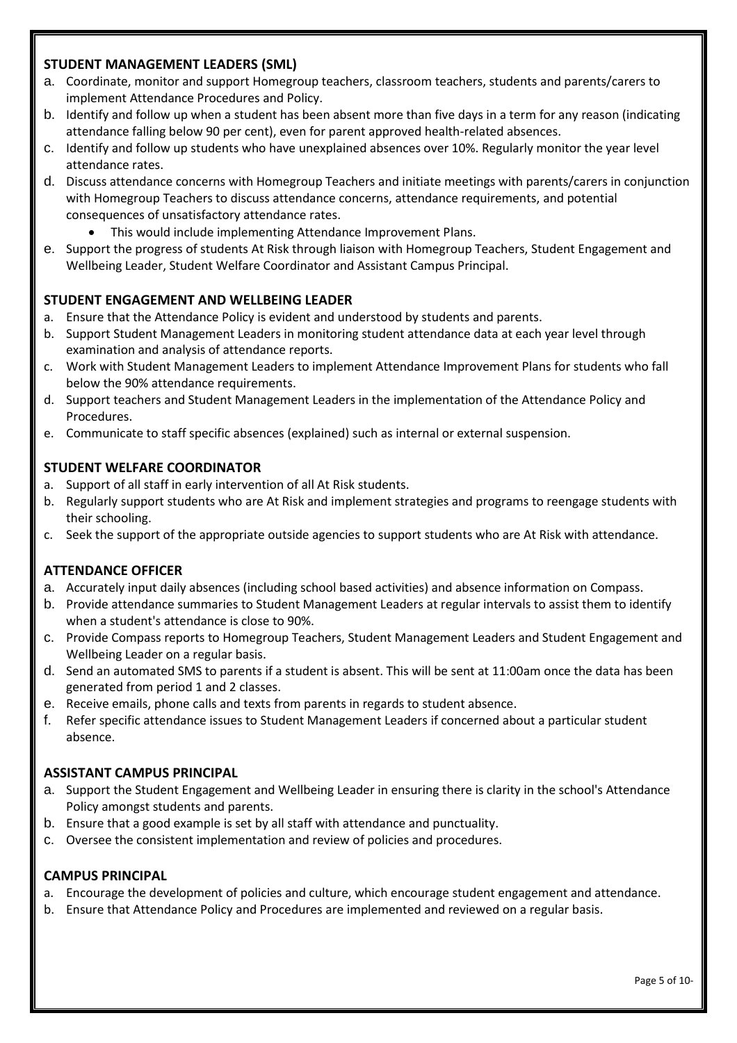### STUDENT MANAGEMENT LEADERS (SML)

a. Coordinate, monitor and support Homegroup teachers, classroom teachers, students and parents/carers to implement Attendance Procedures and Policy.
b. Identify and follow up when a student has been absent more than five days in a term for any reason (indicating attendance falling below 90 per cent), even for parent approved health-related absences.
c. Identify and follow up students who have unexplained absences over 10%. Regularly monitor the year level attendance rates.
d. Discuss attendance concerns with Homegroup Teachers and initiate meetings with parents/carers in conjunction with Homegroup Teachers to discuss attendance concerns, attendance requirements, and potential consequences of unsatisfactory attendance rates.
   - This would include implementing Attendance Improvement Plans.
e. Support the progress of students At Risk through liaison with Homegroup Teachers, Student Engagement and Wellbeing Leader, Student Welfare Coordinator and Assistant Campus Principal.

### STUDENT ENGAGEMENT AND WELLBEING LEADER

a. Ensure that the Attendance Policy is evident and understood by students and parents.
b. Support Student Management Leaders in monitoring student attendance data at each year level through examination and analysis of attendance reports.
c. Work with Student Management Leaders to implement Attendance Improvement Plans for students who fall below the 90% attendance requirements.
d. Support teachers and Student Management Leaders in the implementation of the Attendance Policy and Procedures.
e. Communicate to staff specific absences (explained) such as internal or external suspension.

### STUDENT WELFARE COORDINATOR

a. Support of all staff in early intervention of all At Risk students.
b. Regularly support students who are At Risk and implement strategies and programs to reengage students with their schooling.
c. Seek the support of the appropriate outside agencies to support students who are At Risk with attendance.

### ATTENDANCE OFFICER

a. Accurately input daily absences (including school based activities) and absence information on Compass.
b. Provide attendance summaries to Student Management Leaders at regular intervals to assist them to identify when a student's attendance is close to 90%.
c. Provide Compass reports to Homegroup Teachers, Student Management Leaders and Student Engagement and Wellbeing Leader on a regular basis.
d. Send an automated SMS to parents if a student is absent. This will be sent at 11:00am once the data has been generated from period 1 and 2 classes.
e. Receive emails, phone calls and texts from parents in regards to student absence.
f. Refer specific attendance issues to Student Management Leaders if concerned about a particular student absence.

### ASSISTANT CAMPUS PRINCIPAL

a. Support the Student Engagement and Wellbeing Leader in ensuring there is clarity in the school's Attendance Policy amongst students and parents.
b. Ensure that a good example is set by all staff with attendance and punctuality.
c. Oversee the consistent implementation and review of policies and procedures.

### CAMPUS PRINCIPAL

a. Encourage the development of policies and culture, which encourage student engagement and attendance.
b. Ensure that Attendance Policy and Procedures are implemented and reviewed on a regular basis.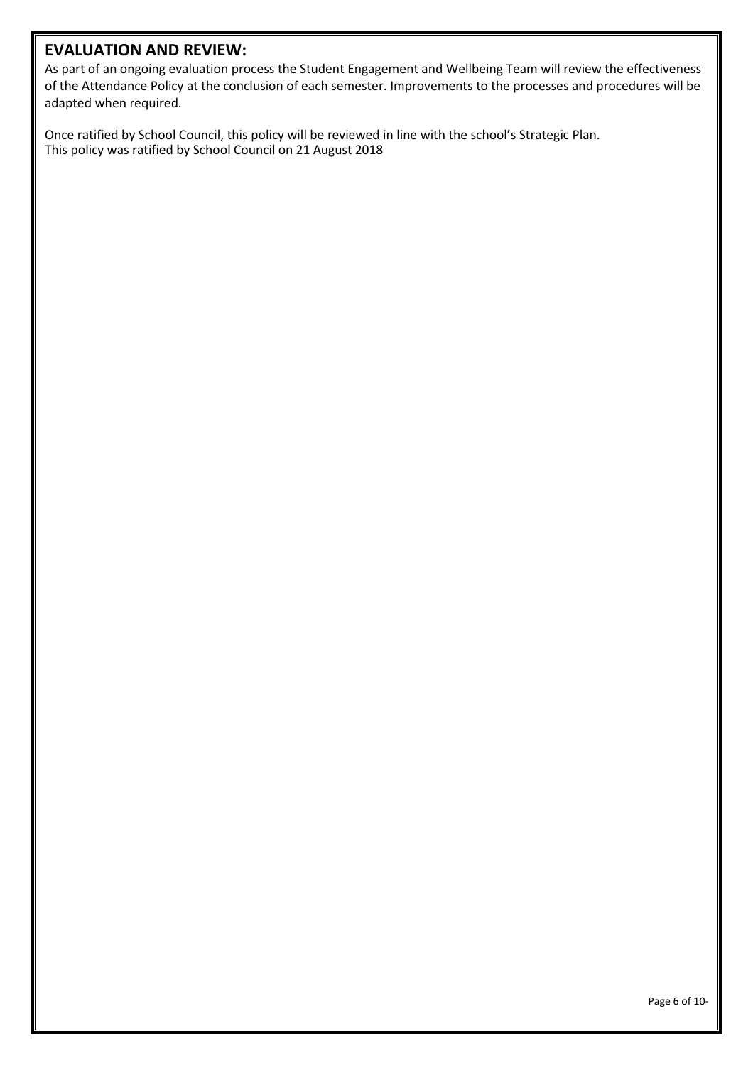## EVALUATION AND REVIEW:

As part of an ongoing evaluation process the Student Engagement and Wellbeing Team will review the effectiveness of the Attendance Policy at the conclusion of each semester. Improvements to the processes and procedures will be adapted when required.

Once ratified by School Council, this policy will be reviewed in line with the school's Strategic Plan.
This policy was ratified by School Council on 21 August 2018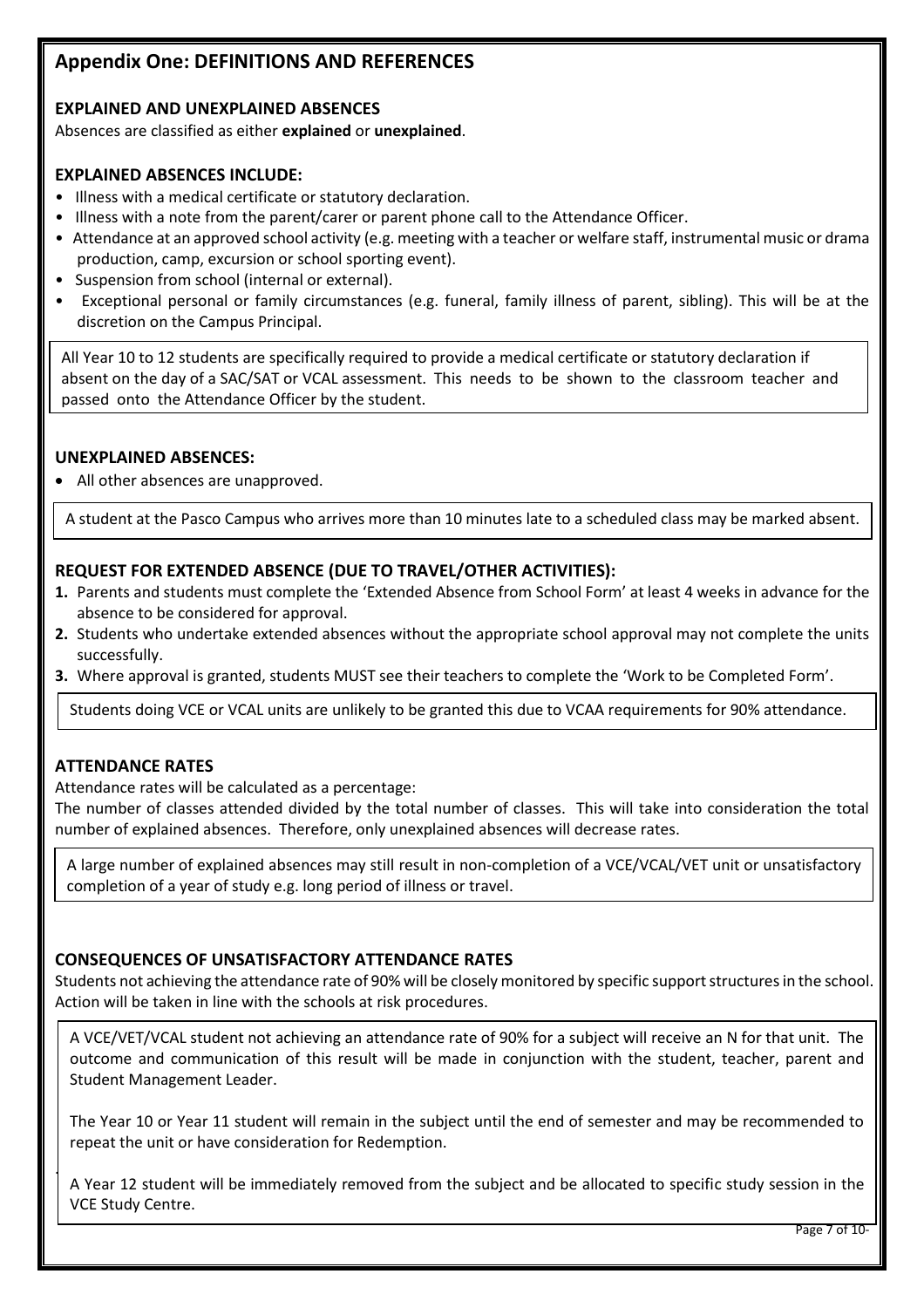## Appendix One: DEFINITIONS AND REFERENCES

### EXPLAINED AND UNEXPLAINED ABSENCES

Absences are classified as either **explained** or **unexplained**.

### EXPLAINED ABSENCES INCLUDE:

- Illness with a medical certificate or statutory declaration.
- Illness with a note from the parent/carer or parent phone call to the Attendance Officer.
- Attendance at an approved school activity (e.g. meeting with a teacher or welfare staff, instrumental music or drama production, camp, excursion or school sporting event).
- Suspension from school (internal or external).
- Exceptional personal or family circumstances (e.g. funeral, family illness of parent, sibling). This will be at the discretion on the Campus Principal.

All Year 10 to 12 students are specifically required to provide a medical certificate or statutory declaration if absent on the day of a SAC/SAT or VCAL assessment. This needs to be shown to the classroom teacher and passed onto the Attendance Officer by the student.

### UNEXPLAINED ABSENCES:

- All other absences are unapproved.

A student at the Pasco Campus who arrives more than 10 minutes late to a scheduled class may be marked absent.

### REQUEST FOR EXTENDED ABSENCE (DUE TO TRAVEL/OTHER ACTIVITIES):

1. Parents and students must complete the 'Extended Absence from School Form' at least 4 weeks in advance for the absence to be considered for approval.
2. Students who undertake extended absences without the appropriate school approval may not complete the units successfully.
3. Where approval is granted, students MUST see their teachers to complete the 'Work to be Completed Form'.

Students doing VCE or VCAL units are unlikely to be granted this due to VCAA requirements for 90% attendance.

### ATTENDANCE RATES

Attendance rates will be calculated as a percentage:
The number of classes attended divided by the total number of classes. This will take into consideration the total number of explained absences. Therefore, only unexplained absences will decrease rates.

A large number of explained absences may still result in non-completion of a VCE/VCAL/VET unit or unsatisfactory completion of a year of study e.g. long period of illness or travel.

### CONSEQUENCES OF UNSATISFACTORY ATTENDANCE RATES

Students not achieving the attendance rate of 90% will be closely monitored by specific support structures in the school. Action will be taken in line with the schools at risk procedures.

A VCE/VET/VCAL student not achieving an attendance rate of 90% for a subject will receive an N for that unit. The outcome and communication of this result will be made in conjunction with the student, teacher, parent and Student Management Leader.

The Year 10 or Year 11 student will remain in the subject until the end of semester and may be recommended to repeat the unit or have consideration for Redemption.

A Year 12 student will be immediately removed from the subject and be allocated to specific study session in the VCE Study Centre.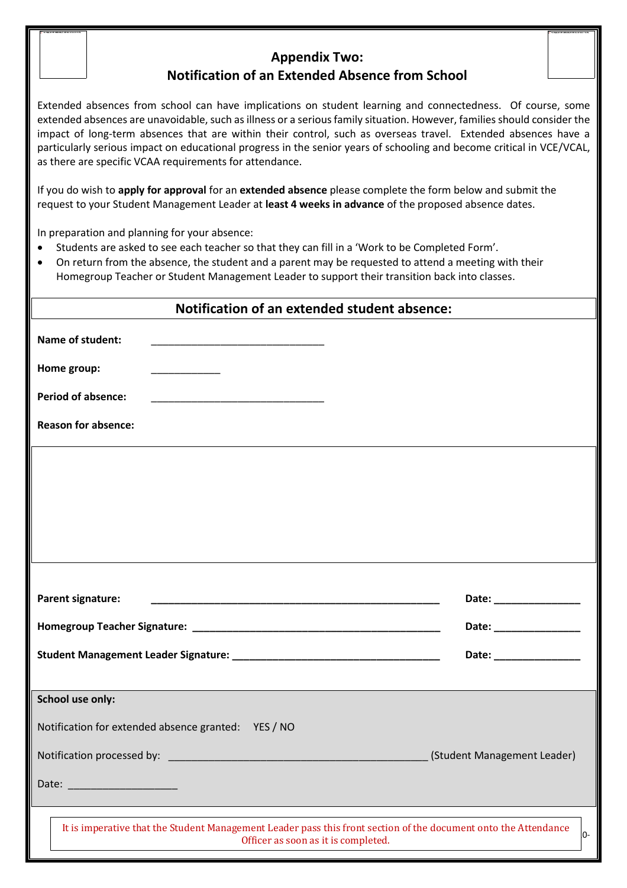## Appendix Two:
## Notification of an Extended Absence from School

Extended absences from school can have implications on student learning and connectedness. Of course, some extended absences are unavoidable, such as illness or a serious family situation. However, families should consider the impact of long-term absences that are within their control, such as overseas travel. Extended absences have a particularly serious impact on educational progress in the senior years of schooling and become critical in VCE/VCAL, as there are specific VCAA requirements for attendance.

If you do wish to **apply for approval** for an **extended absence** please complete the form below and submit the request to your Student Management Leader at **least 4 weeks in advance** of the proposed absence dates.

In preparation and planning for your absence:

- Students are asked to see each teacher so that they can fill in a 'Work to be Completed Form'.
- On return from the absence, the student and a parent may be requested to attend a meeting with their Homegroup Teacher or Student Management Leader to support their transition back into classes.

### Notification of an extended student absence:

**Name of student:** ______________________________

**Home group:** ____________

**Period of absence:** ______________________________

**Reason for absence:**

**Parent signature:** ___________________________________________________ **Date:** _______________

**Homegroup Teacher Signature:** ___________________________________________ **Date:** _______________

**Student Management Leader Signature:** ____________________________________ **Date:** _______________

**School use only:**

Notification for extended absence granted: YES / NO

Notification processed by: ______________________________________________ (Student Management Leader)

Date: ___________________

It is imperative that the Student Management Leader pass this front section of the document onto the Attendance Officer as soon as it is completed.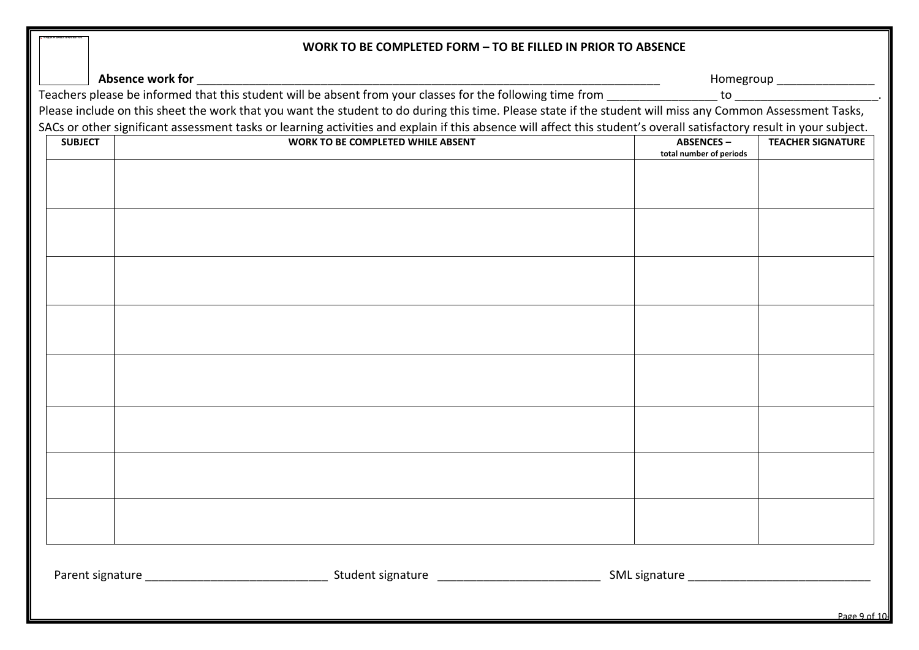## WORK TO BE COMPLETED FORM – TO BE FILLED IN PRIOR TO ABSENCE

**Absence work for** ___________________________________________________________________________ Homegroup _______________

Teachers please be informed that this student will be absent from your classes for the following time from _________________ to _______________________.
Please include on this sheet the work that you want the student to do during this time. Please state if the student will miss any Common Assessment Tasks, SACs or other significant assessment tasks or learning activities and explain if this absence will affect this student's overall satisfactory result in your subject.

| SUBJECT | WORK TO BE COMPLETED WHILE ABSENT | ABSENCES – total number of periods | TEACHER SIGNATURE |
|---|---|---|---|
| | | | |
| | | | |
| | | | |
| | | | |
| | | | |
| | | | |
| | | | |
| | | | |

Parent signature ____________________________ Student signature __________________________ SML signature ____________________________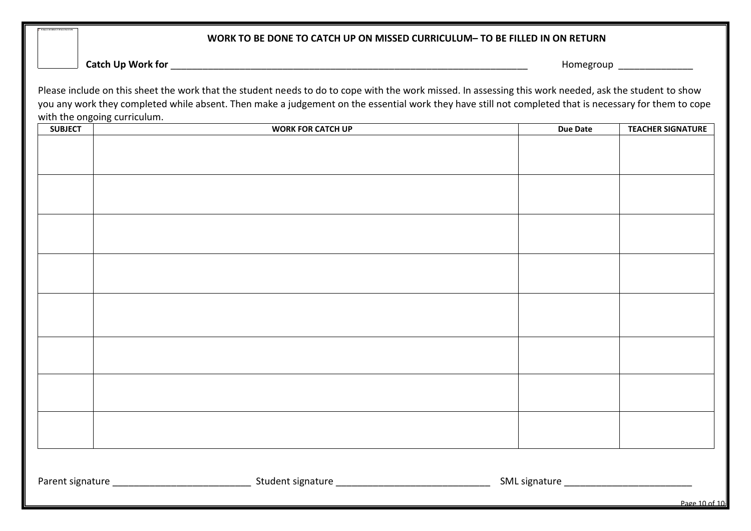**WORK TO BE DONE TO CATCH UP ON MISSED CURRICULUM– TO BE FILLED IN ON RETURN**

**Catch Up Work for** ______________________________________________________________________ Homegroup ______________

Please include on this sheet the work that the student needs to do to cope with the work missed. In assessing this work needed, ask the student to show you any work they completed while absent. Then make a judgement on the essential work they have still not completed that is necessary for them to cope with the ongoing curriculum.

| SUBJECT | WORK FOR CATCH UP | Due Date | TEACHER SIGNATURE |
|---|---|---|---|
| | | | |
| | | | |
| | | | |
| | | | |
| | | | |
| | | | |
| | | | |
| | | | |

Parent signature __________________________ Student signature _____________________________ SML signature ________________________